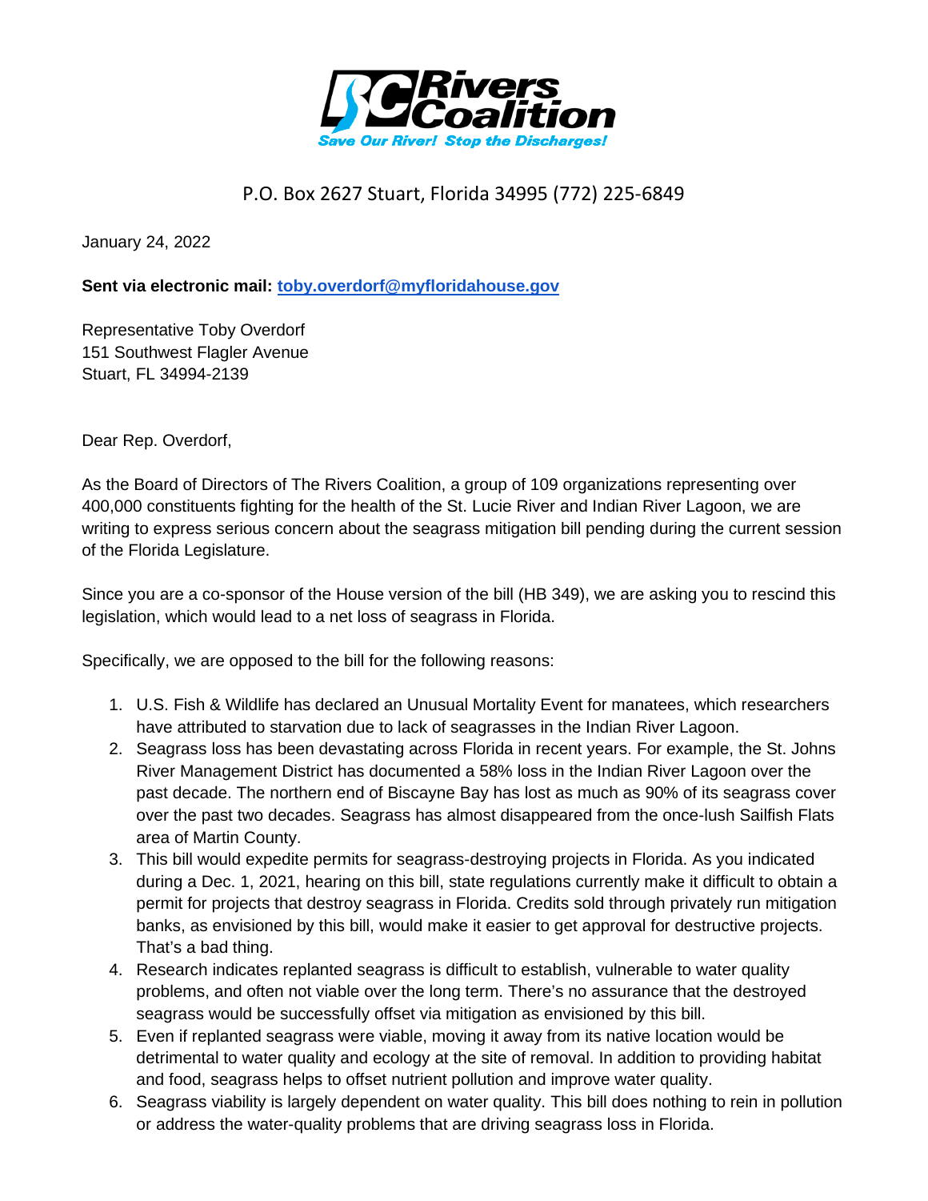**Rivers Coalition**

*Save Our River! Stop the Discharges!*

P.O. Box 2627 Stuart, Florida 34995 (772) 225-6849

January 24, 2022

**Sent via electronic mail: toby.overdorf@myfloridahouse.gov**

Representative Toby Overdorf
151 Southwest Flagler Avenue
Stuart, FL 34994-2139

Dear Rep. Overdorf,

As the Board of Directors of The Rivers Coalition, a group of 109 organizations representing over 400,000 constituents fighting for the health of the St. Lucie River and Indian River Lagoon, we are writing to express serious concern about the seagrass mitigation bill pending during the current session of the Florida Legislature.

Since you are a co-sponsor of the House version of the bill (HB 349), we are asking you to rescind this legislation, which would lead to a net loss of seagrass in Florida.

Specifically, we are opposed to the bill for the following reasons:

1. U.S. Fish & Wildlife has declared an Unusual Mortality Event for manatees, which researchers have attributed to starvation due to lack of seagrasses in the Indian River Lagoon.
2. Seagrass loss has been devastating across Florida in recent years. For example, the St. Johns River Management District has documented a 58% loss in the Indian River Lagoon over the past decade. The northern end of Biscayne Bay has lost as much as 90% of its seagrass cover over the past two decades. Seagrass has almost disappeared from the once-lush Sailfish Flats area of Martin County.
3. This bill would expedite permits for seagrass-destroying projects in Florida. As you indicated during a Dec. 1, 2021, hearing on this bill, state regulations currently make it difficult to obtain a permit for projects that destroy seagrass in Florida. Credits sold through privately run mitigation banks, as envisioned by this bill, would make it easier to get approval for destructive projects. That's a bad thing.
4. Research indicates replanted seagrass is difficult to establish, vulnerable to water quality problems, and often not viable over the long term. There's no assurance that the destroyed seagrass would be successfully offset via mitigation as envisioned by this bill.
5. Even if replanted seagrass were viable, moving it away from its native location would be detrimental to water quality and ecology at the site of removal. In addition to providing habitat and food, seagrass helps to offset nutrient pollution and improve water quality.
6. Seagrass viability is largely dependent on water quality. This bill does nothing to rein in pollution or address the water-quality problems that are driving seagrass loss in Florida.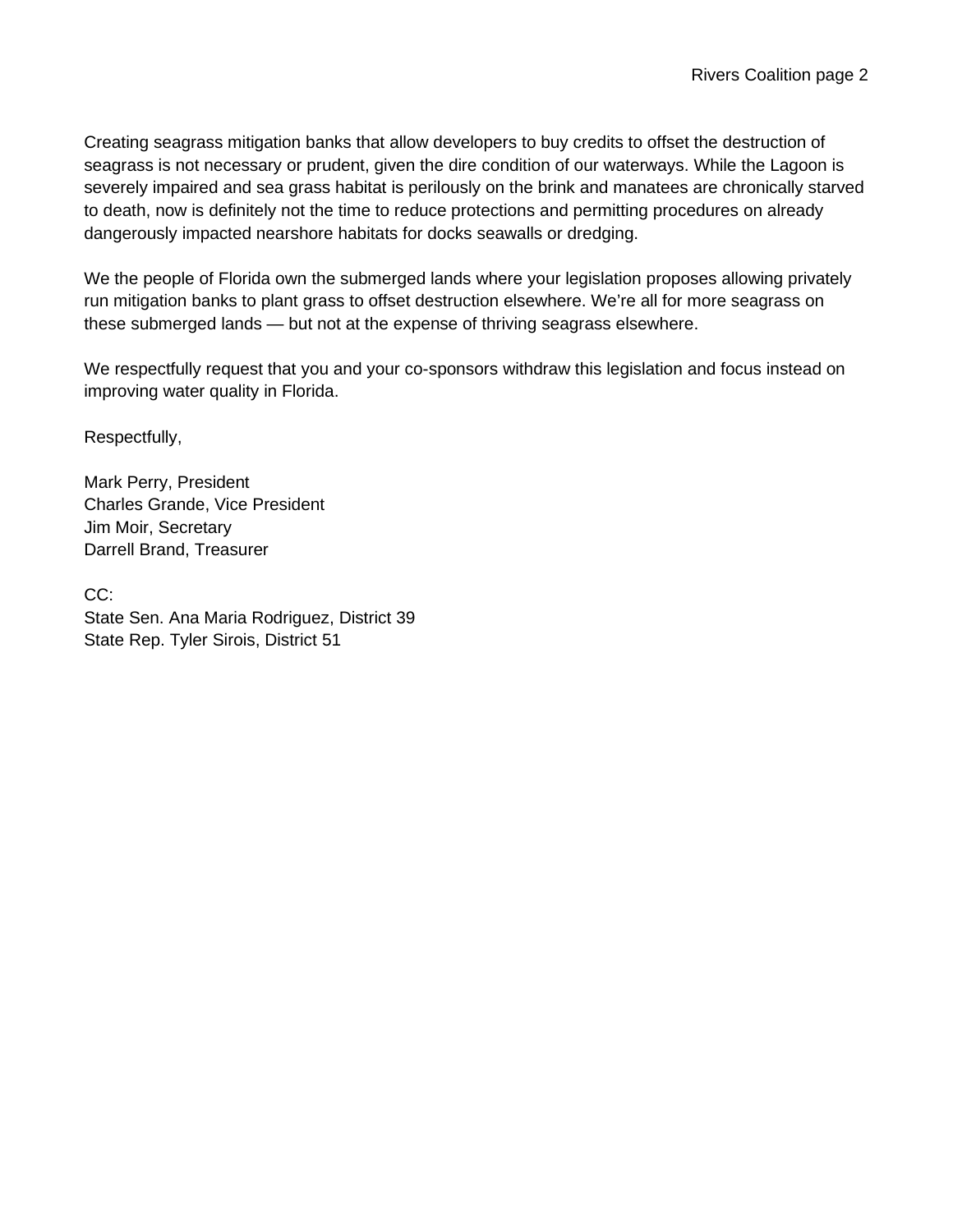Creating seagrass mitigation banks that allow developers to buy credits to offset the destruction of seagrass is not necessary or prudent, given the dire condition of our waterways. While the Lagoon is severely impaired and sea grass habitat is perilously on the brink and manatees are chronically starved to death, now is definitely not the time to reduce protections and permitting procedures on already dangerously impacted nearshore habitats for docks seawalls or dredging.

We the people of Florida own the submerged lands where your legislation proposes allowing privately run mitigation banks to plant grass to offset destruction elsewhere. We're all for more seagrass on these submerged lands — but not at the expense of thriving seagrass elsewhere.

We respectfully request that you and your co-sponsors withdraw this legislation and focus instead on improving water quality in Florida.

Respectfully,

Mark Perry, President
Charles Grande, Vice President
Jim Moir, Secretary
Darrell Brand, Treasurer

CC:
State Sen. Ana Maria Rodriguez, District 39
State Rep. Tyler Sirois, District 51